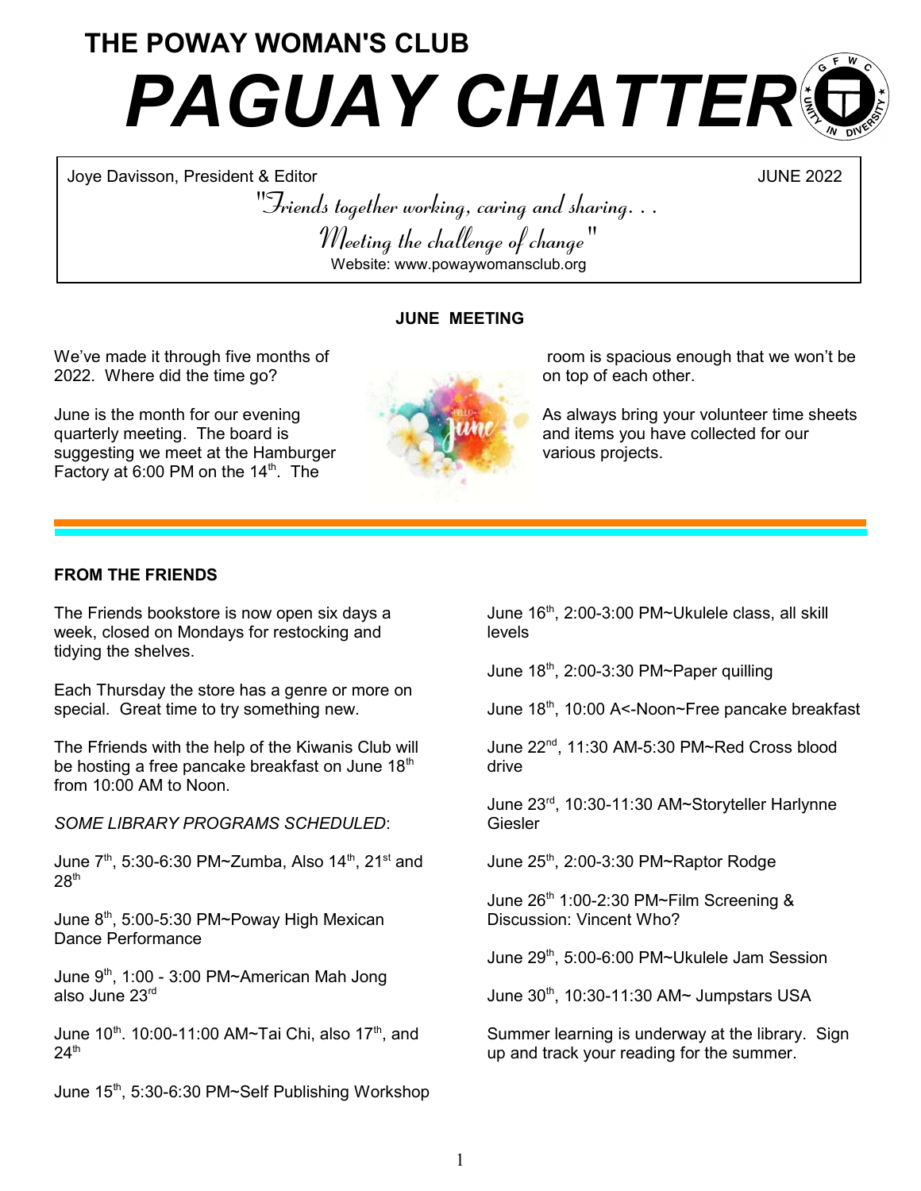# THE POWAY WOMAN'S CLUB

# *PAGUAY CHATTER*

Joye Davisson, President & Editor — JUNE 2022

*"Friends together working, caring and sharing. . .*

*Meeting the challenge of change"*

Website: www.powaywomansclub.org

## JUNE MEETING

We've made it through five months of 2022. Where did the time go?

June is the month for our evening quarterly meeting. The board is suggesting we meet at the Hamburger Factory at 6:00 PM on the 14th. The room is spacious enough that we won't be on top of each other.

As always bring your volunteer time sheets and items you have collected for our various projects.

## FROM THE FRIENDS

The Friends bookstore is now open six days a week, closed on Mondays for restocking and tidying the shelves.

Each Thursday the store has a genre or more on special. Great time to try something new.

The Ffriends with the help of the Kiwanis Club will be hosting a free pancake breakfast on June 18th from 10:00 AM to Noon.

*SOME LIBRARY PROGRAMS SCHEDULED*:

June 7th, 5:30-6:30 PM~Zumba, Also 14th, 21st and 28th

June 8th, 5:00-5:30 PM~Poway High Mexican Dance Performance

June 9th, 1:00 - 3:00 PM~American Mah Jong also June 23rd

June 10th. 10:00-11:00 AM~Tai Chi, also 17th, and 24th

June 15th, 5:30-6:30 PM~Self Publishing Workshop

June 16th, 2:00-3:00 PM~Ukulele class, all skill levels

June 18th, 2:00-3:30 PM~Paper quilling

June 18th, 10:00 A<-Noon~Free pancake breakfast

June 22nd, 11:30 AM-5:30 PM~Red Cross blood drive

June 23rd, 10:30-11:30 AM~Storyteller Harlynne Giesler

June 25th, 2:00-3:30 PM~Raptor Rodge

June 26th 1:00-2:30 PM~Film Screening & Discussion: Vincent Who?

June 29th, 5:00-6:00 PM~Ukulele Jam Session

June 30th, 10:30-11:30 AM~ Jumpstars USA

Summer learning is underway at the library. Sign up and track your reading for the summer.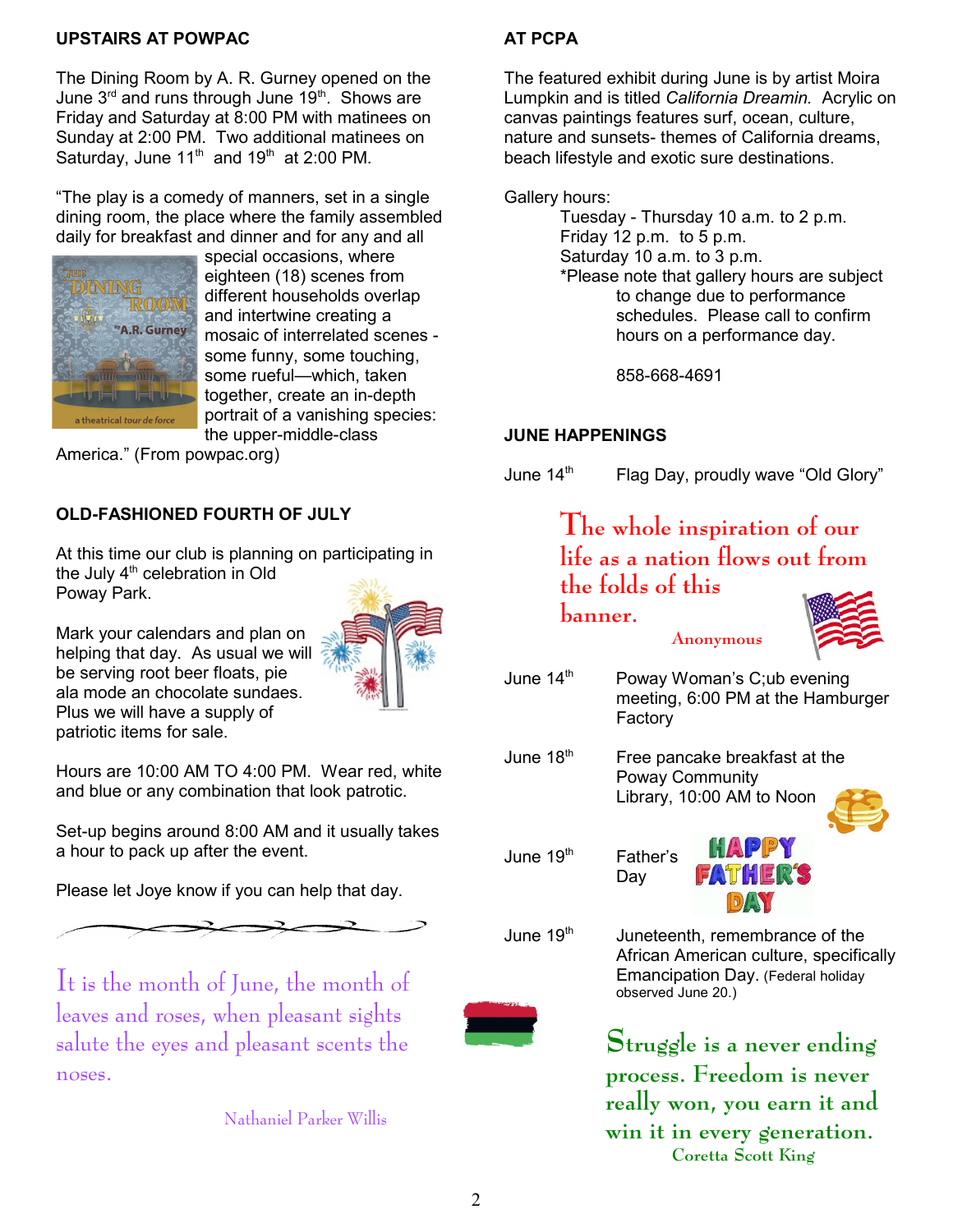## UPSTAIRS AT POWPAC

The Dining Room by A. R. Gurney opened on the June 3rd and runs through June 19th. Shows are Friday and Saturday at 8:00 PM with matinees on Sunday at 2:00 PM. Two additional matinees on Saturday, June 11th and 19th at 2:00 PM.

"The play is a comedy of manners, set in a single dining room, the place where the family assembled daily for breakfast and dinner and for any and all special occasions, where eighteen (18) scenes from different households overlap and intertwine creating a mosaic of interrelated scenes - some funny, some touching, some rueful—which, taken together, create an in-depth portrait of a vanishing species: the upper-middle-class America." (From powpac.org)

## OLD-FASHIONED FOURTH OF JULY

At this time our club is planning on participating in the July 4th celebration in Old Poway Park.

Mark your calendars and plan on helping that day. As usual we will be serving root beer floats, pie ala mode an chocolate sundaes. Plus we will have a supply of patriotic items for sale.

Hours are 10:00 AM TO 4:00 PM. Wear red, white and blue or any combination that look patrotic.

Set-up begins around 8:00 AM and it usually takes a hour to pack up after the event.

Please let Joye know if you can help that day.

It is the month of June, the month of leaves and roses, when pleasant sights salute the eyes and pleasant scents the noses.

Nathaniel Parker Willis

## AT PCPA

The featured exhibit during June is by artist Moira Lumpkin and is titled *California Dreamin*. Acrylic on canvas paintings features surf, ocean, culture, nature and sunsets- themes of California dreams, beach lifestyle and exotic sure destinations.

Gallery hours:

Tuesday - Thursday 10 a.m. to 2 p.m.
Friday 12 p.m. to 5 p.m.
Saturday 10 a.m. to 3 p.m.
*Please note that gallery hours are subject to change due to performance schedules. Please call to confirm hours on a performance day.

858-668-4691

## JUNE HAPPENINGS

June 14th — Flag Day, proudly wave "Old Glory"

The whole inspiration of our life as a nation flows out from the folds of this banner.

Anonymous

June 14th — Poway Woman's C;ub evening meeting, 6:00 PM at the Hamburger Factory

June 18th — Free pancake breakfast at the Poway Community Library, 10:00 AM to Noon

June 19th — Father's Day

June 19th — Juneteenth, remembrance of the African American culture, specifically Emancipation Day. (Federal holiday observed June 20.)

Struggle is a never ending process. Freedom is never really won, you earn it and win it in every generation.

Coretta Scott King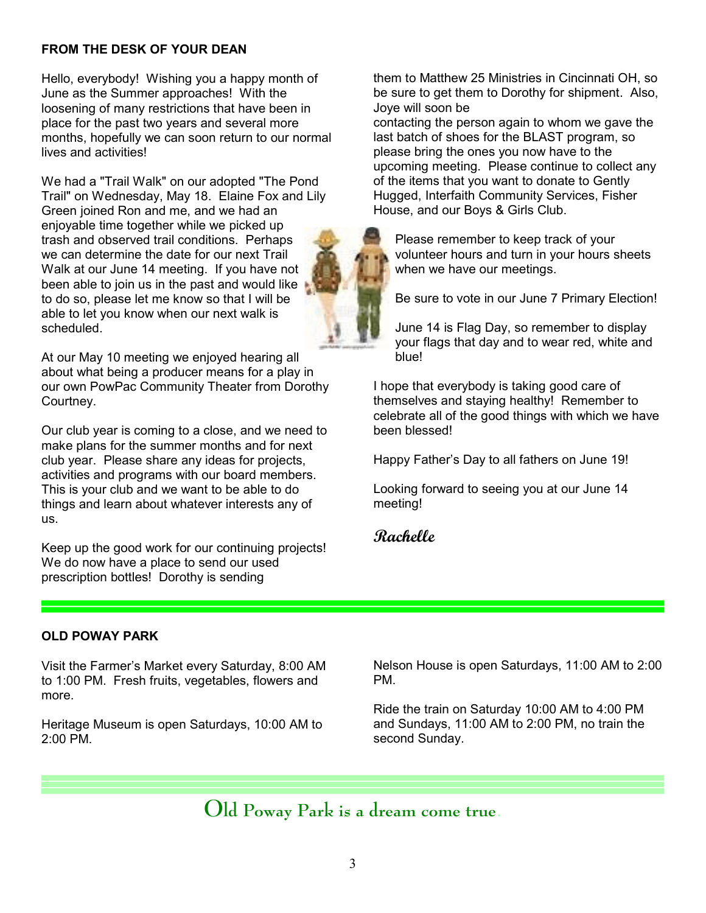## FROM THE DESK OF YOUR DEAN

Hello, everybody! Wishing you a happy month of June as the Summer approaches! With the loosening of many restrictions that have been in place for the past two years and several more months, hopefully we can soon return to our normal lives and activities!

We had a "Trail Walk" on our adopted "The Pond Trail" on Wednesday, May 18. Elaine Fox and Lily Green joined Ron and me, and we had an enjoyable time together while we picked up trash and observed trail conditions. Perhaps we can determine the date for our next Trail Walk at our June 14 meeting. If you have not been able to join us in the past and would like to do so, please let me know so that I will be able to let you know when our next walk is scheduled.

At our May 10 meeting we enjoyed hearing all about what being a producer means for a play in our own PowPac Community Theater from Dorothy Courtney.

Our club year is coming to a close, and we need to make plans for the summer months and for next club year. Please share any ideas for projects, activities and programs with our board members. This is your club and we want to be able to do things and learn about whatever interests any of us.

Keep up the good work for our continuing projects! We do now have a place to send our used prescription bottles! Dorothy is sending them to Matthew 25 Ministries in Cincinnati OH, so be sure to get them to Dorothy for shipment. Also, Joye will soon be contacting the person again to whom we gave the last batch of shoes for the BLAST program, so please bring the ones you now have to the upcoming meeting. Please continue to collect any of the items that you want to donate to Gently Hugged, Interfaith Community Services, Fisher House, and our Boys & Girls Club.

Please remember to keep track of your volunteer hours and turn in your hours sheets when we have our meetings.

Be sure to vote in our June 7 Primary Election!

June 14 is Flag Day, so remember to display your flags that day and to wear red, white and blue!

I hope that everybody is taking good care of themselves and staying healthy! Remember to celebrate all of the good things with which we have been blessed!

Happy Father's Day to all fathers on June 19!

Looking forward to seeing you at our June 14 meeting!

*Rachelle*

## OLD POWAY PARK

Visit the Farmer's Market every Saturday, 8:00 AM to 1:00 PM. Fresh fruits, vegetables, flowers and more.

Heritage Museum is open Saturdays, 10:00 AM to 2:00 PM.

Nelson House is open Saturdays, 11:00 AM to 2:00 PM.

Ride the train on Saturday 10:00 AM to 4:00 PM and Sundays, 11:00 AM to 2:00 PM, no train the second Sunday.

Old Poway Park is a dream come true.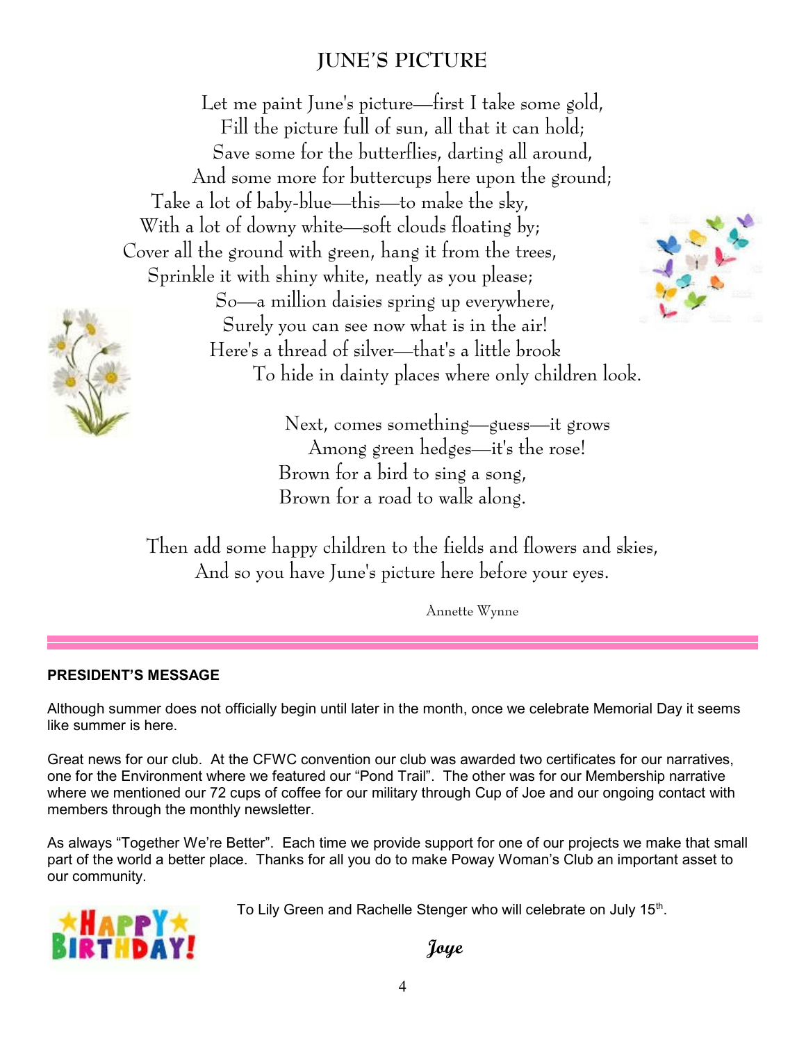## JUNE'S PICTURE

Let me paint June's picture—first I take some gold,  
Fill the picture full of sun, all that it can hold;  
Save some for the butterflies, darting all around,  
And some more for buttercups here upon the ground;  
Take a lot of baby-blue—this—to make the sky,  
With a lot of downy white—soft clouds floating by;  
Cover all the ground with green, hang it from the trees,  
Sprinkle it with shiny white, neatly as you please;  
So—a million daisies spring up everywhere,  
Surely you can see now what is in the air!  
Here's a thread of silver—that's a little brook  
To hide in dainty places where only children look.

Next, comes something—guess—it grows  
Among green hedges—it's the rose!  
Brown for a bird to sing a song,  
Brown for a road to walk along.

Then add some happy children to the fields and flowers and skies,  
And so you have June's picture here before your eyes.

Annette Wynne

---

**PRESIDENT'S MESSAGE**

Although summer does not officially begin until later in the month, once we celebrate Memorial Day it seems like summer is here.

Great news for our club. At the CFWC convention our club was awarded two certificates for our narratives, one for the Environment where we featured our "Pond Trail". The other was for our Membership narrative where we mentioned our 72 cups of coffee for our military through Cup of Joe and our ongoing contact with members through the monthly newsletter.

As always "Together We're Better". Each time we provide support for one of our projects we make that small part of the world a better place. Thanks for all you do to make Poway Woman's Club an important asset to our community.

HAPPY BIRTHDAY!

To Lily Green and Rachelle Stenger who will celebrate on July 15th.

***Joye***